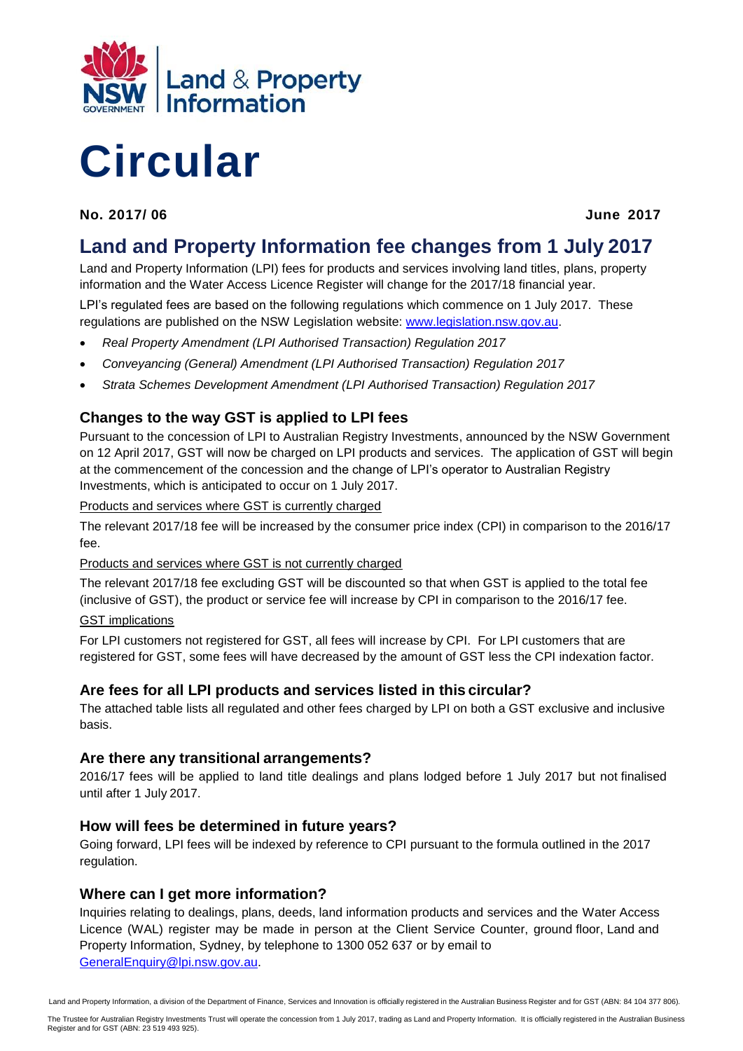# Circular

**No. 2017/ 06** **June 2017**

## Land and Property Information fee changes from 1 July 2017

Land and Property Information (LPI) fees for products and services involving land titles, plans, property information and the Water Access Licence Register will change for the 2017/18 financial year.

LPI's regulated fees are based on the following regulations which commence on 1 July 2017. These regulations are published on the NSW Legislation website: www.legislation.nsw.gov.au.

- *Real Property Amendment (LPI Authorised Transaction) Regulation 2017*
- *Conveyancing (General) Amendment (LPI Authorised Transaction) Regulation 2017*
- *Strata Schemes Development Amendment (LPI Authorised Transaction) Regulation 2017*

### Changes to the way GST is applied to LPI fees

Pursuant to the concession of LPI to Australian Registry Investments, announced by the NSW Government on 12 April 2017, GST will now be charged on LPI products and services. The application of GST will begin at the commencement of the concession and the change of LPI's operator to Australian Registry Investments, which is anticipated to occur on 1 July 2017.

Products and services where GST is currently charged

The relevant 2017/18 fee will be increased by the consumer price index (CPI) in comparison to the 2016/17 fee.

Products and services where GST is not currently charged

The relevant 2017/18 fee excluding GST will be discounted so that when GST is applied to the total fee (inclusive of GST), the product or service fee will increase by CPI in comparison to the 2016/17 fee.

GST implications

For LPI customers not registered for GST, all fees will increase by CPI. For LPI customers that are registered for GST, some fees will have decreased by the amount of GST less the CPI indexation factor.

### Are fees for all LPI products and services listed in this circular?

The attached table lists all regulated and other fees charged by LPI on both a GST exclusive and inclusive basis.

### Are there any transitional arrangements?

2016/17 fees will be applied to land title dealings and plans lodged before 1 July 2017 but not finalised until after 1 July 2017.

### How will fees be determined in future years?

Going forward, LPI fees will be indexed by reference to CPI pursuant to the formula outlined in the 2017 regulation.

### Where can I get more information?

Inquiries relating to dealings, plans, deeds, land information products and services and the Water Access Licence (WAL) register may be made in person at the Client Service Counter, ground floor, Land and Property Information, Sydney, by telephone to 1300 052 637 or by email to GeneralEnquiry@lpi.nsw.gov.au.

Land and Property Information, a division of the Department of Finance, Services and Innovation is officially registered in the Australian Business Register and for GST (ABN: 84 104 377 806).

The Trustee for Australian Registry Investments Trust will operate the concession from 1 July 2017, trading as Land and Property Information. It is officially registered in the Australian Business Register and for GST (ABN: 23 519 493 925).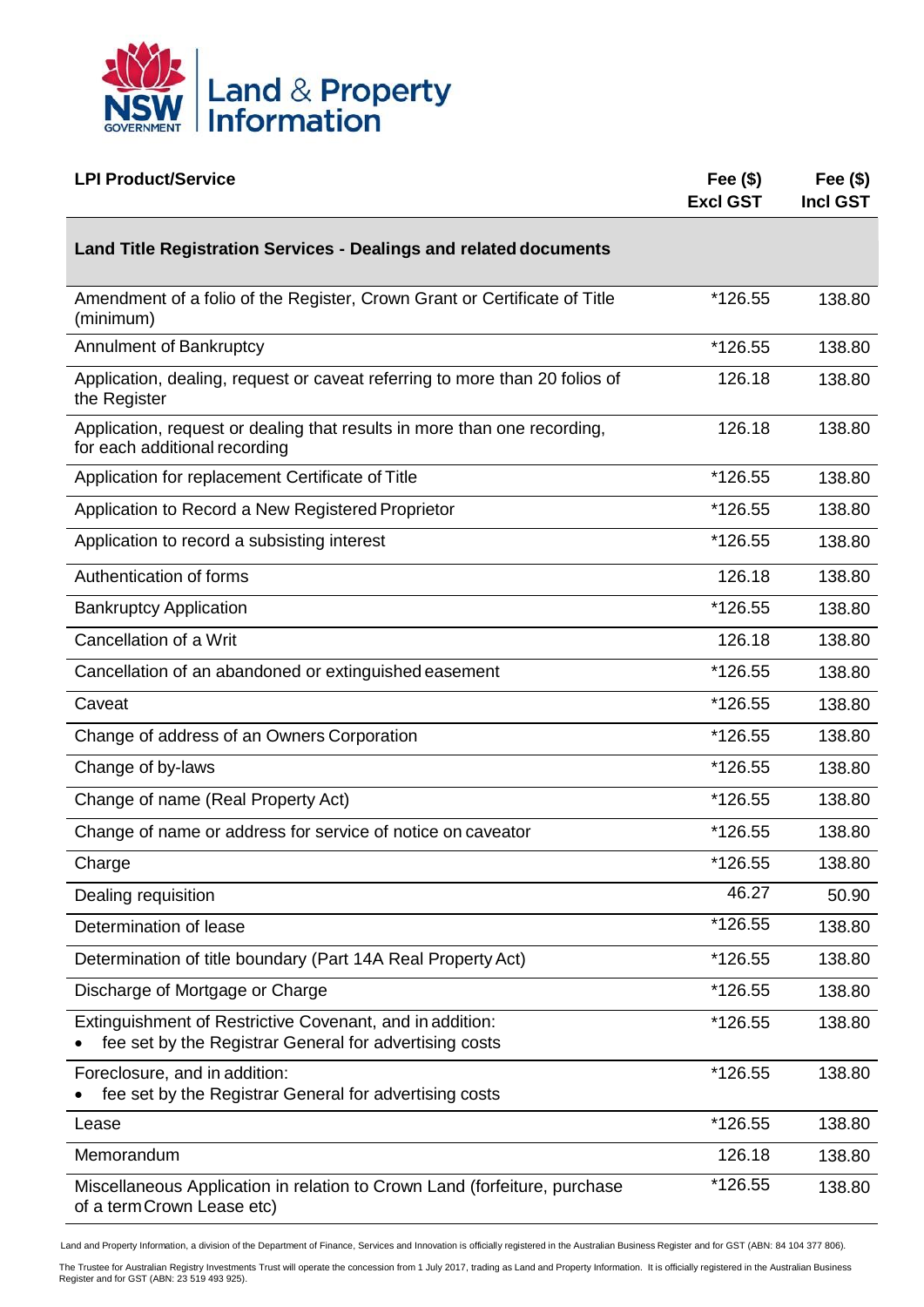**NSW GOVERNMENT | Land & Property Information**

| LPI Product/Service | Fee ($) Excl GST | Fee ($) Incl GST |
|---|---|---|
| **Land Title Registration Services - Dealings and related documents** | | |
| Amendment of a folio of the Register, Crown Grant or Certificate of Title (minimum) | *126.55 | 138.80 |
| Annulment of Bankruptcy | *126.55 | 138.80 |
| Application, dealing, request or caveat referring to more than 20 folios of the Register | 126.18 | 138.80 |
| Application, request or dealing that results in more than one recording, for each additional recording | 126.18 | 138.80 |
| Application for replacement Certificate of Title | *126.55 | 138.80 |
| Application to Record a New Registered Proprietor | *126.55 | 138.80 |
| Application to record a subsisting interest | *126.55 | 138.80 |
| Authentication of forms | 126.18 | 138.80 |
| Bankruptcy Application | *126.55 | 138.80 |
| Cancellation of a Writ | 126.18 | 138.80 |
| Cancellation of an abandoned or extinguished easement | *126.55 | 138.80 |
| Caveat | *126.55 | 138.80 |
| Change of address of an Owners Corporation | *126.55 | 138.80 |
| Change of by-laws | *126.55 | 138.80 |
| Change of name (Real Property Act) | *126.55 | 138.80 |
| Change of name or address for service of notice on caveator | *126.55 | 138.80 |
| Charge | *126.55 | 138.80 |
| Dealing requisition | 46.27 | 50.90 |
| Determination of lease | *126.55 | 138.80 |
| Determination of title boundary (Part 14A Real Property Act) | *126.55 | 138.80 |
| Discharge of Mortgage or Charge | *126.55 | 138.80 |
| Extinguishment of Restrictive Covenant, and in addition: <br>• fee set by the Registrar General for advertising costs | *126.55 | 138.80 |
| Foreclosure, and in addition: <br>• fee set by the Registrar General for advertising costs | *126.55 | 138.80 |
| Lease | *126.55 | 138.80 |
| Memorandum | 126.18 | 138.80 |
| Miscellaneous Application in relation to Crown Land (forfeiture, purchase of a term Crown Lease etc) | *126.55 | 138.80 |

Land and Property Information, a division of the Department of Finance, Services and Innovation is officially registered in the Australian Business Register and for GST (ABN: 84 104 377 806).

The Trustee for Australian Registry Investments Trust will operate the concession from 1 July 2017, trading as Land and Property Information. It is officially registered in the Australian Business Register and for GST (ABN: 23 519 493 925).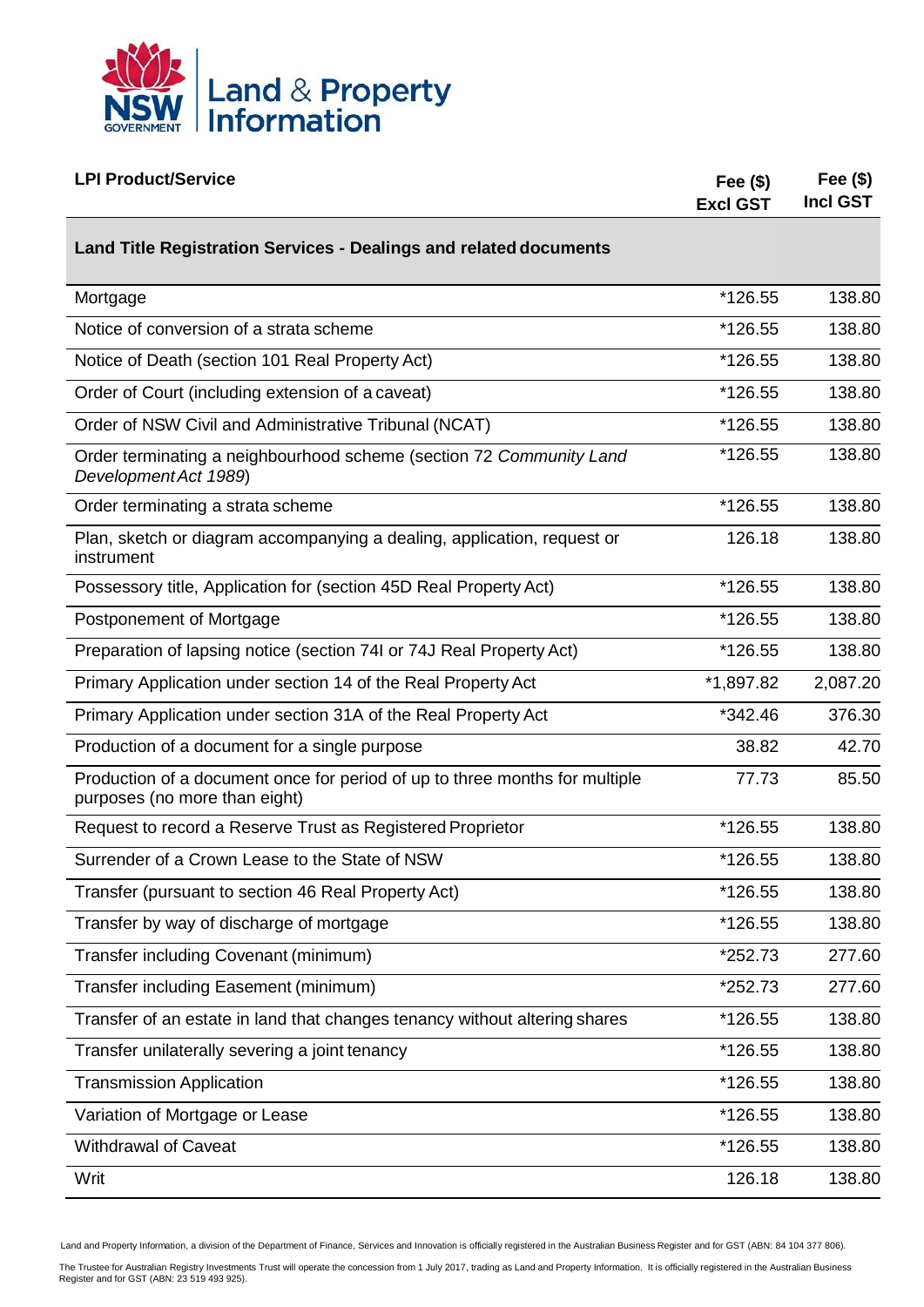| LPI Product/Service | Fee ($) Excl GST | Fee ($) Incl GST |
|---|---|---|
| **Land Title Registration Services - Dealings and related documents** | | |
| Mortgage | *126.55 | 138.80 |
| Notice of conversion of a strata scheme | *126.55 | 138.80 |
| Notice of Death (section 101 Real Property Act) | *126.55 | 138.80 |
| Order of Court (including extension of a caveat) | *126.55 | 138.80 |
| Order of NSW Civil and Administrative Tribunal (NCAT) | *126.55 | 138.80 |
| Order terminating a neighbourhood scheme (section 72 *Community Land Development Act 1989*) | *126.55 | 138.80 |
| Order terminating a strata scheme | *126.55 | 138.80 |
| Plan, sketch or diagram accompanying a dealing, application, request or instrument | 126.18 | 138.80 |
| Possessory title, Application for (section 45D Real Property Act) | *126.55 | 138.80 |
| Postponement of Mortgage | *126.55 | 138.80 |
| Preparation of lapsing notice (section 74I or 74J Real Property Act) | *126.55 | 138.80 |
| Primary Application under section 14 of the Real Property Act | *1,897.82 | 2,087.20 |
| Primary Application under section 31A of the Real Property Act | *342.46 | 376.30 |
| Production of a document for a single purpose | 38.82 | 42.70 |
| Production of a document once for period of up to three months for multiple purposes (no more than eight) | 77.73 | 85.50 |
| Request to record a Reserve Trust as Registered Proprietor | *126.55 | 138.80 |
| Surrender of a Crown Lease to the State of NSW | *126.55 | 138.80 |
| Transfer (pursuant to section 46 Real Property Act) | *126.55 | 138.80 |
| Transfer by way of discharge of mortgage | *126.55 | 138.80 |
| Transfer including Covenant (minimum) | *252.73 | 277.60 |
| Transfer including Easement (minimum) | *252.73 | 277.60 |
| Transfer of an estate in land that changes tenancy without altering shares | *126.55 | 138.80 |
| Transfer unilaterally severing a joint tenancy | *126.55 | 138.80 |
| Transmission Application | *126.55 | 138.80 |
| Variation of Mortgage or Lease | *126.55 | 138.80 |
| Withdrawal of Caveat | *126.55 | 138.80 |
| Writ | 126.18 | 138.80 |

Land and Property Information, a division of the Department of Finance, Services and Innovation is officially registered in the Australian Business Register and for GST (ABN: 84 104 377 806).

The Trustee for Australian Registry Investments Trust will operate the concession from 1 July 2017, trading as Land and Property Information. It is officially registered in the Australian Business Register and for GST (ABN: 23 519 493 925).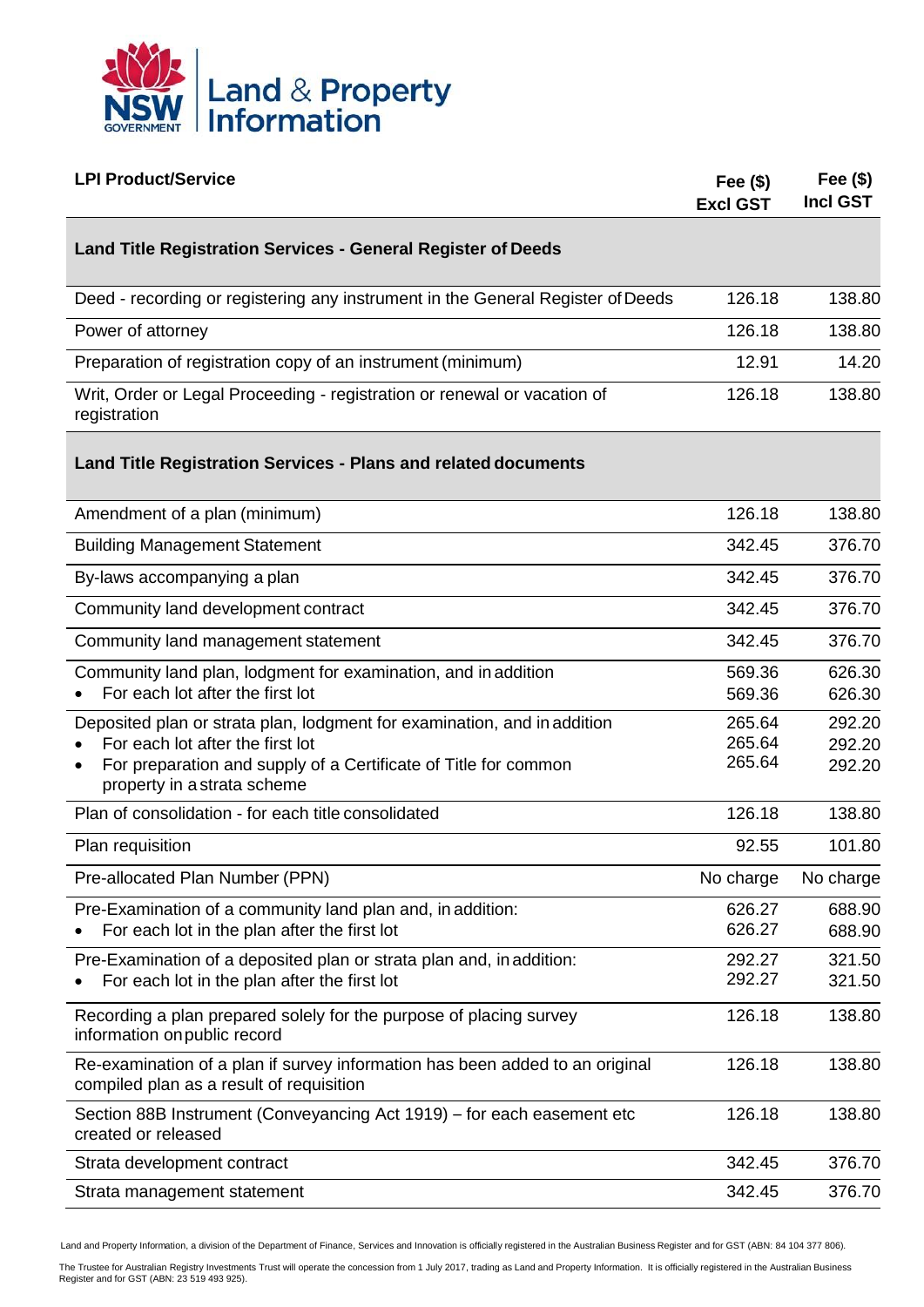| LPI Product/Service | Fee ($) Excl GST | Fee ($) Incl GST |
|---|---|---|
| **Land Title Registration Services - General Register of Deeds** | | |
| Deed - recording or registering any instrument in the General Register of Deeds | 126.18 | 138.80 |
| Power of attorney | 126.18 | 138.80 |
| Preparation of registration copy of an instrument (minimum) | 12.91 | 14.20 |
| Writ, Order or Legal Proceeding - registration or renewal or vacation of registration | 126.18 | 138.80 |
| **Land Title Registration Services - Plans and related documents** | | |
| Amendment of a plan (minimum) | 126.18 | 138.80 |
| Building Management Statement | 342.45 | 376.70 |
| By-laws accompanying a plan | 342.45 | 376.70 |
| Community land development contract | 342.45 | 376.70 |
| Community land management statement | 342.45 | 376.70 |
| Community land plan, lodgment for examination, and in addition | 569.36 | 626.30 |
| • For each lot after the first lot | 569.36 | 626.30 |
| Deposited plan or strata plan, lodgment for examination, and in addition | 265.64 | 292.20 |
| • For each lot after the first lot | 265.64 | 292.20 |
| • For preparation and supply of a Certificate of Title for common property in a strata scheme | 265.64 | 292.20 |
| Plan of consolidation - for each title consolidated | 126.18 | 138.80 |
| Plan requisition | 92.55 | 101.80 |
| Pre-allocated Plan Number (PPN) | No charge | No charge |
| Pre-Examination of a community land plan and, in addition: | 626.27 | 688.90 |
| • For each lot in the plan after the first lot | 626.27 | 688.90 |
| Pre-Examination of a deposited plan or strata plan and, in addition: | 292.27 | 321.50 |
| • For each lot in the plan after the first lot | 292.27 | 321.50 |
| Recording a plan prepared solely for the purpose of placing survey information on public record | 126.18 | 138.80 |
| Re-examination of a plan if survey information has been added to an original compiled plan as a result of requisition | 126.18 | 138.80 |
| Section 88B Instrument (Conveyancing Act 1919) – for each easement etc created or released | 126.18 | 138.80 |
| Strata development contract | 342.45 | 376.70 |
| Strata management statement | 342.45 | 376.70 |

Land and Property Information, a division of the Department of Finance, Services and Innovation is officially registered in the Australian Business Register and for GST (ABN: 84 104 377 806).

The Trustee for Australian Registry Investments Trust will operate the concession from 1 July 2017, trading as Land and Property Information. It is officially registered in the Australian Business Register and for GST (ABN: 23 519 493 925).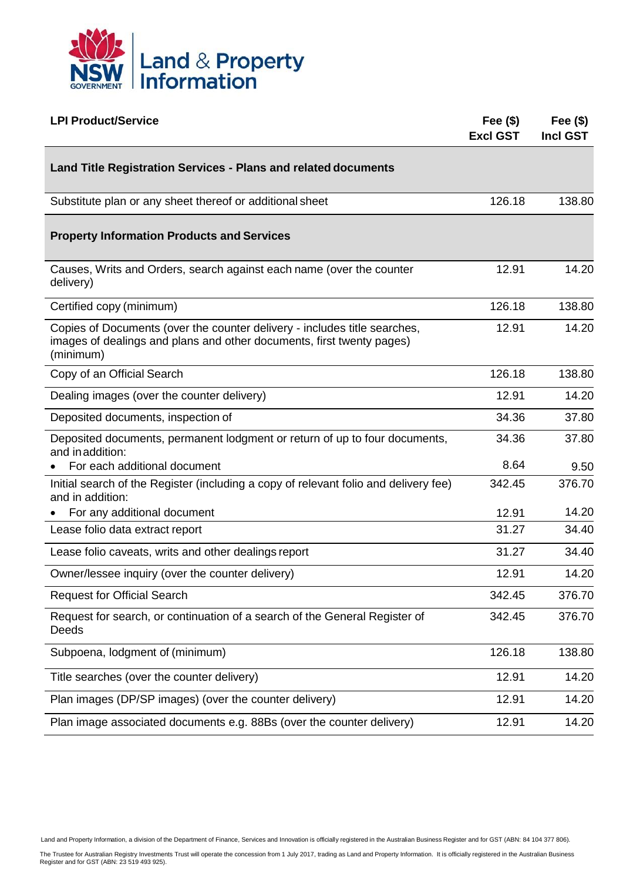| LPI Product/Service | Fee ($) Excl GST | Fee ($) Incl GST |
|---|---|---|
| **Land Title Registration Services - Plans and related documents** | | |
| Substitute plan or any sheet thereof or additional sheet | 126.18 | 138.80 |
| **Property Information Products and Services** | | |
| Causes, Writs and Orders, search against each name (over the counter delivery) | 12.91 | 14.20 |
| Certified copy (minimum) | 126.18 | 138.80 |
| Copies of Documents (over the counter delivery - includes title searches, images of dealings and plans and other documents, first twenty pages) (minimum) | 12.91 | 14.20 |
| Copy of an Official Search | 126.18 | 138.80 |
| Dealing images (over the counter delivery) | 12.91 | 14.20 |
| Deposited documents, inspection of | 34.36 | 37.80 |
| Deposited documents, permanent lodgment or return of up to four documents, and in addition: | 34.36 | 37.80 |
| • For each additional document | 8.64 | 9.50 |
| Initial search of the Register (including a copy of relevant folio and delivery fee) and in addition: | 342.45 | 376.70 |
| • For any additional document | 12.91 | 14.20 |
| Lease folio data extract report | 31.27 | 34.40 |
| Lease folio caveats, writs and other dealings report | 31.27 | 34.40 |
| Owner/lessee inquiry (over the counter delivery) | 12.91 | 14.20 |
| Request for Official Search | 342.45 | 376.70 |
| Request for search, or continuation of a search of the General Register of Deeds | 342.45 | 376.70 |
| Subpoena, lodgment of (minimum) | 126.18 | 138.80 |
| Title searches (over the counter delivery) | 12.91 | 14.20 |
| Plan images (DP/SP images) (over the counter delivery) | 12.91 | 14.20 |
| Plan image associated documents e.g. 88Bs (over the counter delivery) | 12.91 | 14.20 |

Land and Property Information, a division of the Department of Finance, Services and Innovation is officially registered in the Australian Business Register and for GST (ABN: 84 104 377 806).

The Trustee for Australian Registry Investments Trust will operate the concession from 1 July 2017, trading as Land and Property Information. It is officially registered in the Australian Business Register and for GST (ABN: 23 519 493 925).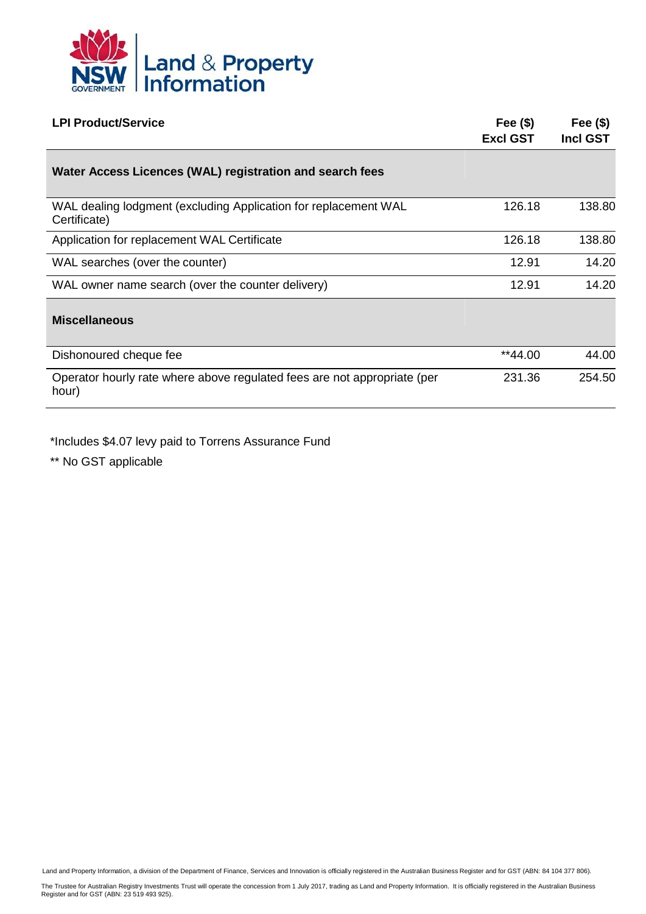| LPI Product/Service | Fee ($) Excl GST | Fee ($) Incl GST |
|---|---|---|
| **Water Access Licences (WAL) registration and search fees** | | |
| WAL dealing lodgment (excluding Application for replacement WAL Certificate) | 126.18 | 138.80 |
| Application for replacement WAL Certificate | 126.18 | 138.80 |
| WAL searches (over the counter) | 12.91 | 14.20 |
| WAL owner name search (over the counter delivery) | 12.91 | 14.20 |
| **Miscellaneous** | | |
| Dishonoured cheque fee | **44.00 | 44.00 |
| Operator hourly rate where above regulated fees are not appropriate (per hour) | 231.36 | 254.50 |

*Includes $4.07 levy paid to Torrens Assurance Fund

** No GST applicable

Land and Property Information, a division of the Department of Finance, Services and Innovation is officially registered in the Australian Business Register and for GST (ABN: 84 104 377 806).

The Trustee for Australian Registry Investments Trust will operate the concession from 1 July 2017, trading as Land and Property Information. It is officially registered in the Australian Business Register and for GST (ABN: 23 519 493 925).